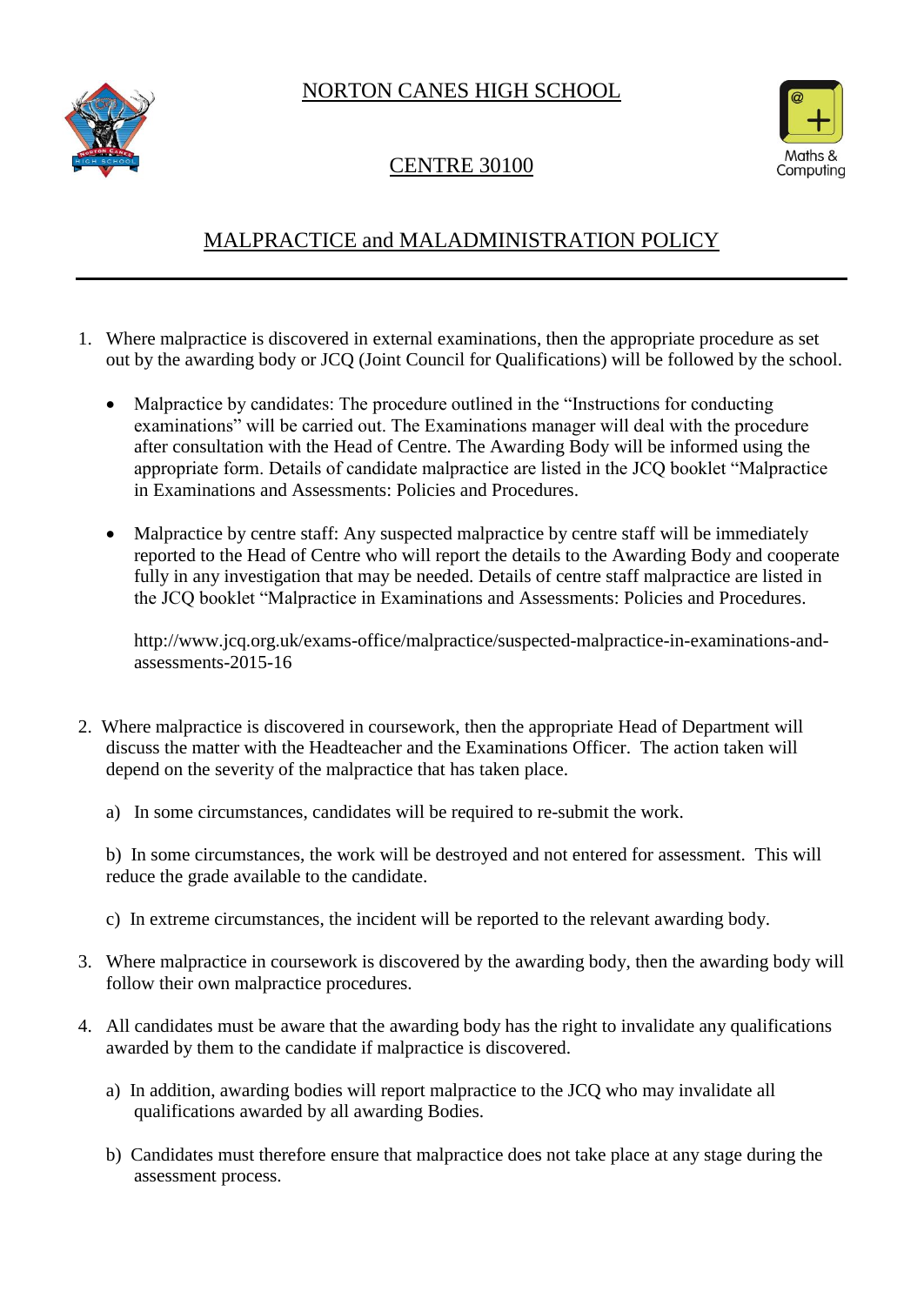# NORTON CANES HIGH SCHOOL

## CENTRE 30100

Maths & Computing

## MALPRACTICE and MALADMINISTRATION POLICY

1. Where malpractice is discovered in external examinations, then the appropriate procedure as set out by the awarding body or JCQ (Joint Council for Qualifications) will be followed by the school.

   - Malpractice by candidates: The procedure outlined in the "Instructions for conducting examinations" will be carried out. The Examinations manager will deal with the procedure after consultation with the Head of Centre. The Awarding Body will be informed using the appropriate form. Details of candidate malpractice are listed in the JCQ booklet "Malpractice in Examinations and Assessments: Policies and Procedures.

   - Malpractice by centre staff: Any suspected malpractice by centre staff will be immediately reported to the Head of Centre who will report the details to the Awarding Body and cooperate fully in any investigation that may be needed. Details of centre staff malpractice are listed in the JCQ booklet "Malpractice in Examinations and Assessments: Policies and Procedures.

     http://www.jcq.org.uk/exams-office/malpractice/suspected-malpractice-in-examinations-and-assessments-2015-16

2. Where malpractice is discovered in coursework, then the appropriate Head of Department will discuss the matter with the Headteacher and the Examinations Officer. The action taken will depend on the severity of the malpractice that has taken place.

   a) In some circumstances, candidates will be required to re-submit the work.

   b) In some circumstances, the work will be destroyed and not entered for assessment. This will reduce the grade available to the candidate.

   c) In extreme circumstances, the incident will be reported to the relevant awarding body.

3. Where malpractice in coursework is discovered by the awarding body, then the awarding body will follow their own malpractice procedures.

4. All candidates must be aware that the awarding body has the right to invalidate any qualifications awarded by them to the candidate if malpractice is discovered.

   a) In addition, awarding bodies will report malpractice to the JCQ who may invalidate all qualifications awarded by all awarding Bodies.

   b) Candidates must therefore ensure that malpractice does not take place at any stage during the assessment process.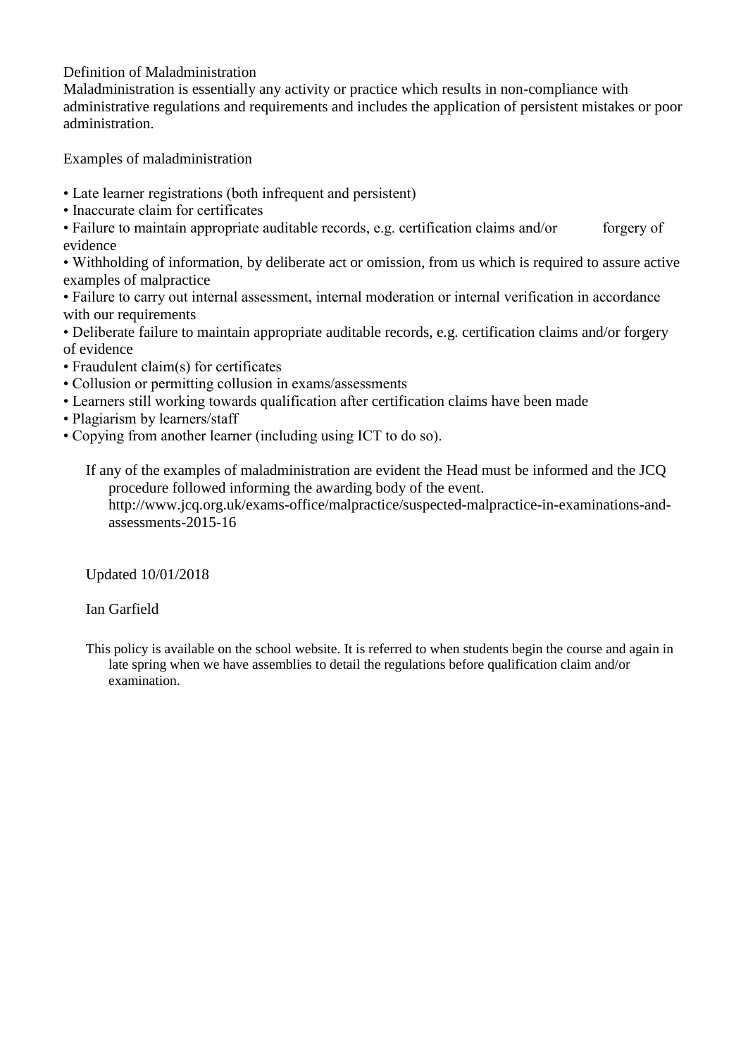Definition of Maladministration

Maladministration is essentially any activity or practice which results in non-compliance with administrative regulations and requirements and includes the application of persistent mistakes or poor administration.

Examples of maladministration

- Late learner registrations (both infrequent and persistent)
- Inaccurate claim for certificates
- Failure to maintain appropriate auditable records, e.g. certification claims and/or forgery of evidence
- Withholding of information, by deliberate act or omission, from us which is required to assure active examples of malpractice
- Failure to carry out internal assessment, internal moderation or internal verification in accordance with our requirements
- Deliberate failure to maintain appropriate auditable records, e.g. certification claims and/or forgery of evidence
- Fraudulent claim(s) for certificates
- Collusion or permitting collusion in exams/assessments
- Learners still working towards qualification after certification claims have been made
- Plagiarism by learners/staff
- Copying from another learner (including using ICT to do so).

If any of the examples of maladministration are evident the Head must be informed and the JCQ procedure followed informing the awarding body of the event. http://www.jcq.org.uk/exams-office/malpractice/suspected-malpractice-in-examinations-and-assessments-2015-16

Updated 10/01/2018

Ian Garfield

This policy is available on the school website. It is referred to when students begin the course and again in late spring when we have assemblies to detail the regulations before qualification claim and/or examination.